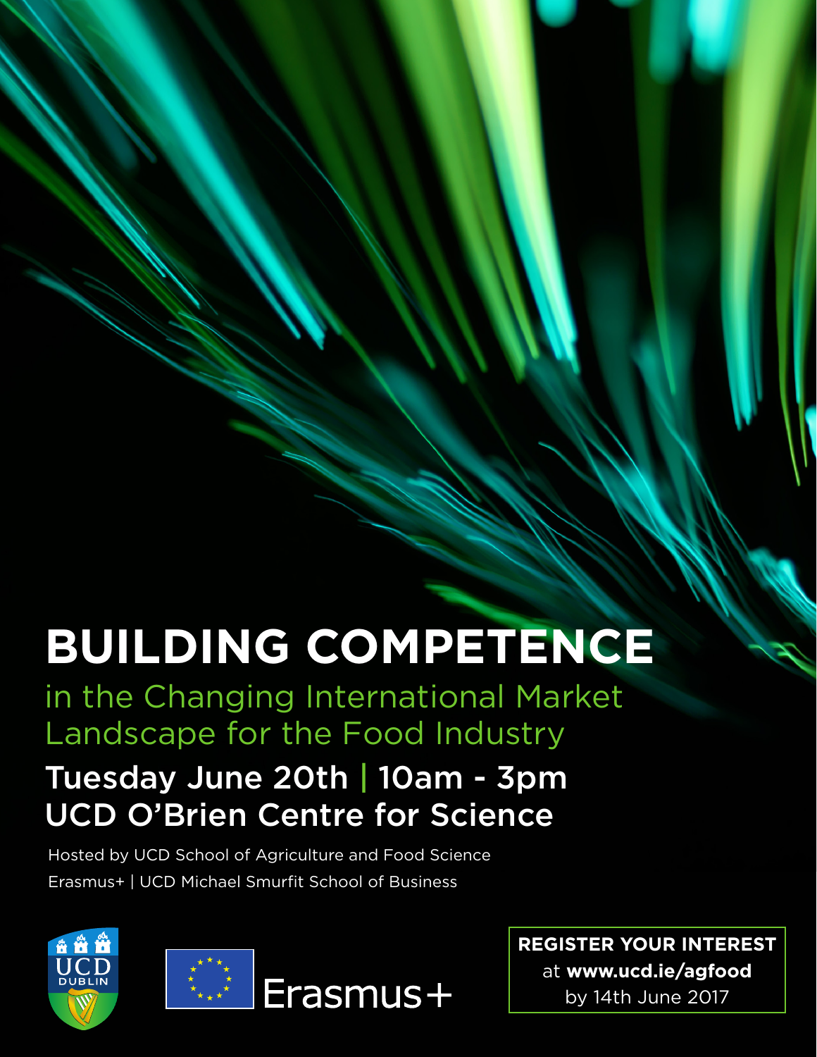# BUILDING COMPETENCE

## in the Changing International Market Landscape for the Food Industry

### Tuesday June 20th | 10am - 3pm
### UCD O'Brien Centre for Science

Hosted by UCD School of Agriculture and Food Science

Erasmus+ | UCD Michael Smurfit School of Business

UCD DUBLIN

Erasmus+

**REGISTER YOUR INTEREST**
at **www.ucd.ie/agfood**
by 14th June 2017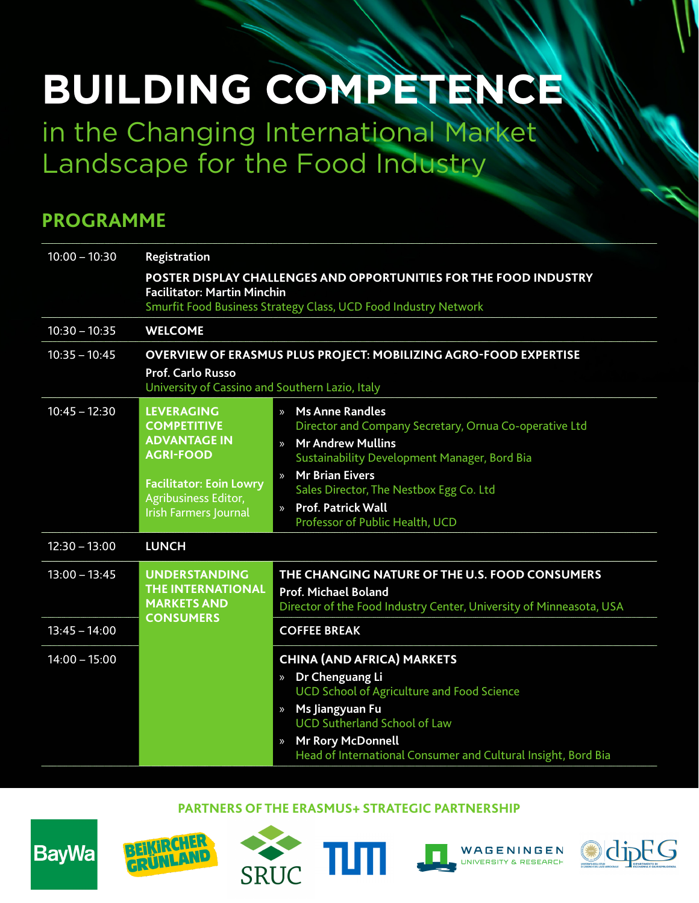# BUILDING COMPETENCE

## in the Changing International Market Landscape for the Food Industry

## PROGRAMME

| | | |
|---|---|---|
| 10:00 – 10:30 | **Registration**<br>**POSTER DISPLAY CHALLENGES AND OPPORTUNITIES FOR THE FOOD INDUSTRY**<br>**Facilitator: Martin Minchin**<br>Smurfit Food Business Strategy Class, UCD Food Industry Network | |
| 10:30 – 10:35 | **WELCOME** | |
| 10:35 – 10:45 | **OVERVIEW OF ERASMUS PLUS PROJECT: MOBILIZING AGRO-FOOD EXPERTISE**<br>**Prof. Carlo Russo**<br>University of Cassino and Southern Lazio, Italy | |
| 10:45 – 12:30 | **LEVERAGING COMPETITIVE ADVANTAGE IN AGRI-FOOD**<br><br>**Facilitator: Eoin Lowry**<br>Agribusiness Editor, Irish Farmers Journal | » **Ms Anne Randles**<br>Director and Company Secretary, Ornua Co-operative Ltd<br>» **Mr Andrew Mullins**<br>Sustainability Development Manager, Bord Bia<br>» **Mr Brian Eivers**<br>Sales Director, The Nestbox Egg Co. Ltd<br>» **Prof. Patrick Wall**<br>Professor of Public Health, UCD |
| 12:30 – 13:00 | **LUNCH** | |
| 13:00 – 13:45 | **UNDERSTANDING THE INTERNATIONAL MARKETS AND CONSUMERS** | **THE CHANGING NATURE OF THE U.S. FOOD CONSUMERS**<br>**Prof. Michael Boland**<br>Director of the Food Industry Center, University of Minneasota, USA |
| 13:45 – 14:00 | | **COFFEE BREAK** |
| 14:00 – 15:00 | | **CHINA (AND AFRICA) MARKETS**<br>» **Dr Chenguang Li**<br>UCD School of Agriculture and Food Science<br>» **Ms Jiangyuan Fu**<br>UCD Sutherland School of Law<br>» **Mr Rory McDonnell**<br>Head of International Consumer and Cultural Insight, Bord Bia |

**PARTNERS OF THE ERASMUS+ STRATEGIC PARTNERSHIP**

BayWa | BEIKIRCHER GRÜNLAND | SRUC | TUM | WAGENINGEN UNIVERSITY & RESEARCH | dipEG